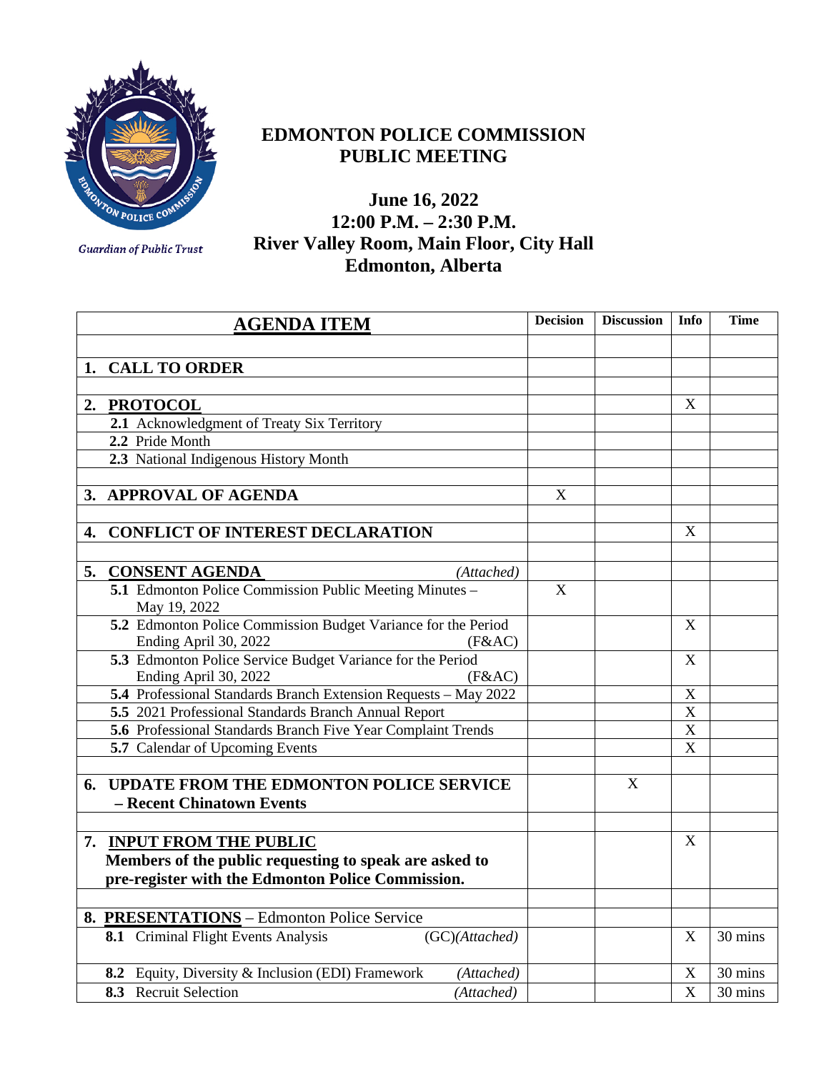Guardian of Public Trust

# EDMONTON POLICE COMMISSION PUBLIC MEETING

## June 16, 2022
## 12:00 P.M. – 2:30 P.M.
## River Valley Room, Main Floor, City Hall
## Edmonton, Alberta

| AGENDA ITEM | Decision | Discussion | Info | Time |
|---|---|---|---|---|
| **1. CALL TO ORDER** | | | | |
| **2. PROTOCOL** | | | X | |
| **2.1** Acknowledgment of Treaty Six Territory | | | | |
| **2.2** Pride Month | | | | |
| **2.3** National Indigenous History Month | | | | |
| **3. APPROVAL OF AGENDA** | X | | | |
| **4. CONFLICT OF INTEREST DECLARATION** | | | X | |
| **5. CONSENT AGENDA** *(Attached)* | | | | |
| **5.1** Edmonton Police Commission Public Meeting Minutes – May 19, 2022 | X | | | |
| **5.2** Edmonton Police Commission Budget Variance for the Period Ending April 30, 2022 (F&AC) | | | X | |
| **5.3** Edmonton Police Service Budget Variance for the Period Ending April 30, 2022 (F&AC) | | | X | |
| **5.4** Professional Standards Branch Extension Requests – May 2022 | | | X | |
| **5.5** 2021 Professional Standards Branch Annual Report | | | X | |
| **5.6** Professional Standards Branch Five Year Complaint Trends | | | X | |
| **5.7** Calendar of Upcoming Events | | | X | |
| **6. UPDATE FROM THE EDMONTON POLICE SERVICE – Recent Chinatown Events** | | X | | |
| **7. INPUT FROM THE PUBLIC** **Members of the public requesting to speak are asked to pre-register with the Edmonton Police Commission.** | | | X | |
| **8. PRESENTATIONS** – Edmonton Police Service | | | | |
| **8.1** Criminal Flight Events Analysis (GC)*(Attached)* | | | X | 30 mins |
| **8.2** Equity, Diversity & Inclusion (EDI) Framework *(Attached)* | | | X | 30 mins |
| **8.3** Recruit Selection *(Attached)* | | | X | 30 mins |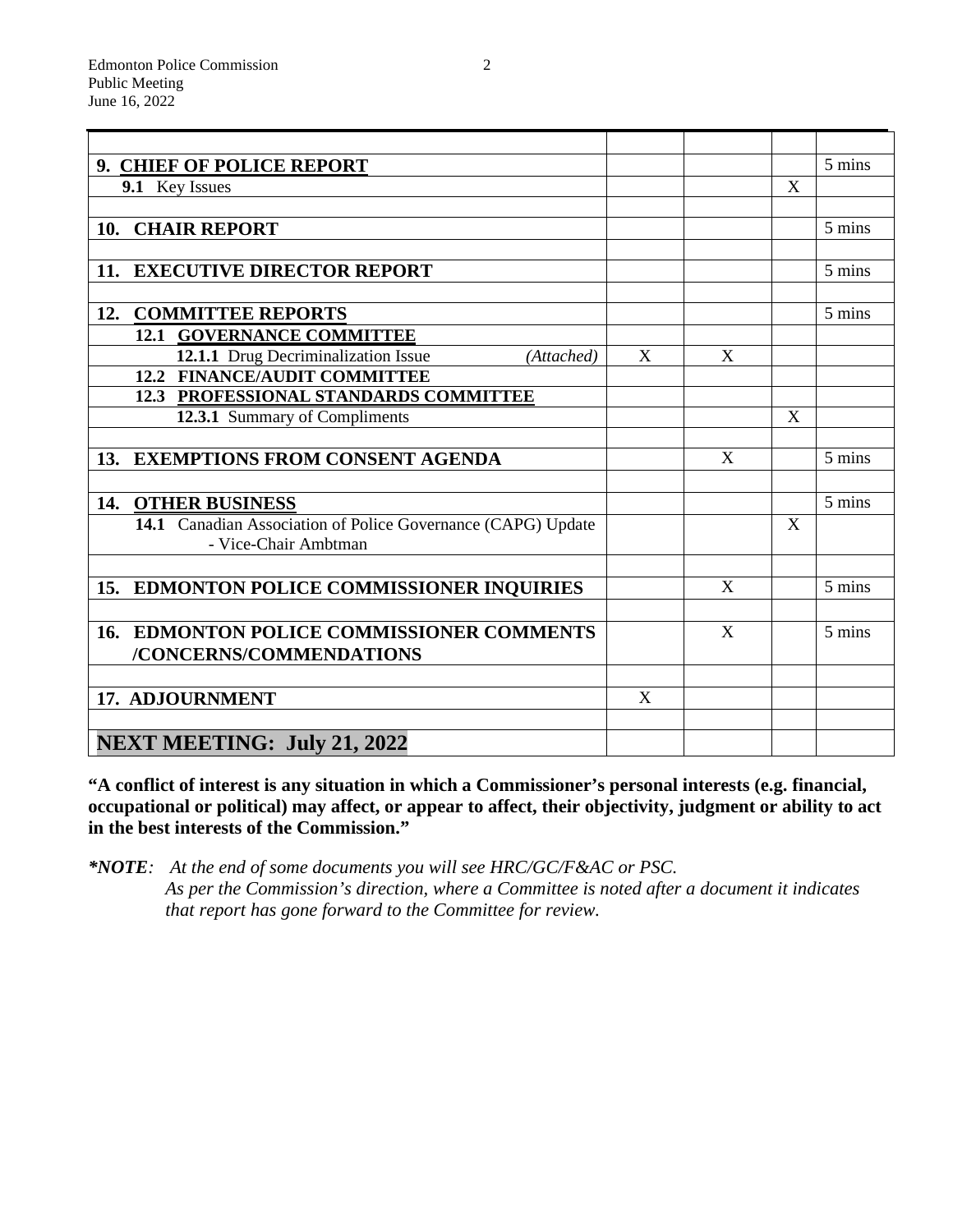| | | | | |
|---|---|---|---|---|
| | | | | |
| **9. CHIEF OF POLICE REPORT** | | | | 5 mins |
| **9.1** Key Issues | | | X | |
| | | | | |
| **10. CHAIR REPORT** | | | | 5 mins |
| | | | | |
| **11. EXECUTIVE DIRECTOR REPORT** | | | | 5 mins |
| | | | | |
| **12. COMMITTEE REPORTS** | | | | 5 mins |
| **12.1 GOVERNANCE COMMITTEE** | | | | |
| **12.1.1** Drug Decriminalization Issue *(Attached)* | X | X | | |
| **12.2 FINANCE/AUDIT COMMITTEE** | | | | |
| **12.3 PROFESSIONAL STANDARDS COMMITTEE** | | | | |
| **12.3.1** Summary of Compliments | | | X | |
| | | | | |
| **13. EXEMPTIONS FROM CONSENT AGENDA** | | X | | 5 mins |
| | | | | |
| **14. OTHER BUSINESS** | | | | 5 mins |
| **14.1** Canadian Association of Police Governance (CAPG) Update - Vice-Chair Ambtman | | | X | |
| | | | | |
| **15. EDMONTON POLICE COMMISSIONER INQUIRIES** | | X | | 5 mins |
| | | | | |
| **16. EDMONTON POLICE COMMISSIONER COMMENTS /CONCERNS/COMMENDATIONS** | | X | | 5 mins |
| | | | | |
| **17. ADJOURNMENT** | X | | | |
| | | | | |
| **NEXT MEETING: July 21, 2022** | | | | |

**"A conflict of interest is any situation in which a Commissioner's personal interests (e.g. financial, occupational or political) may affect, or appear to affect, their objectivity, judgment or ability to act in the best interests of the Commission."**

***NOTE**: At the end of some documents you will see HRC/GC/F&AC or PSC. As per the Commission's direction, where a Committee is noted after a document it indicates that report has gone forward to the Committee for review.*